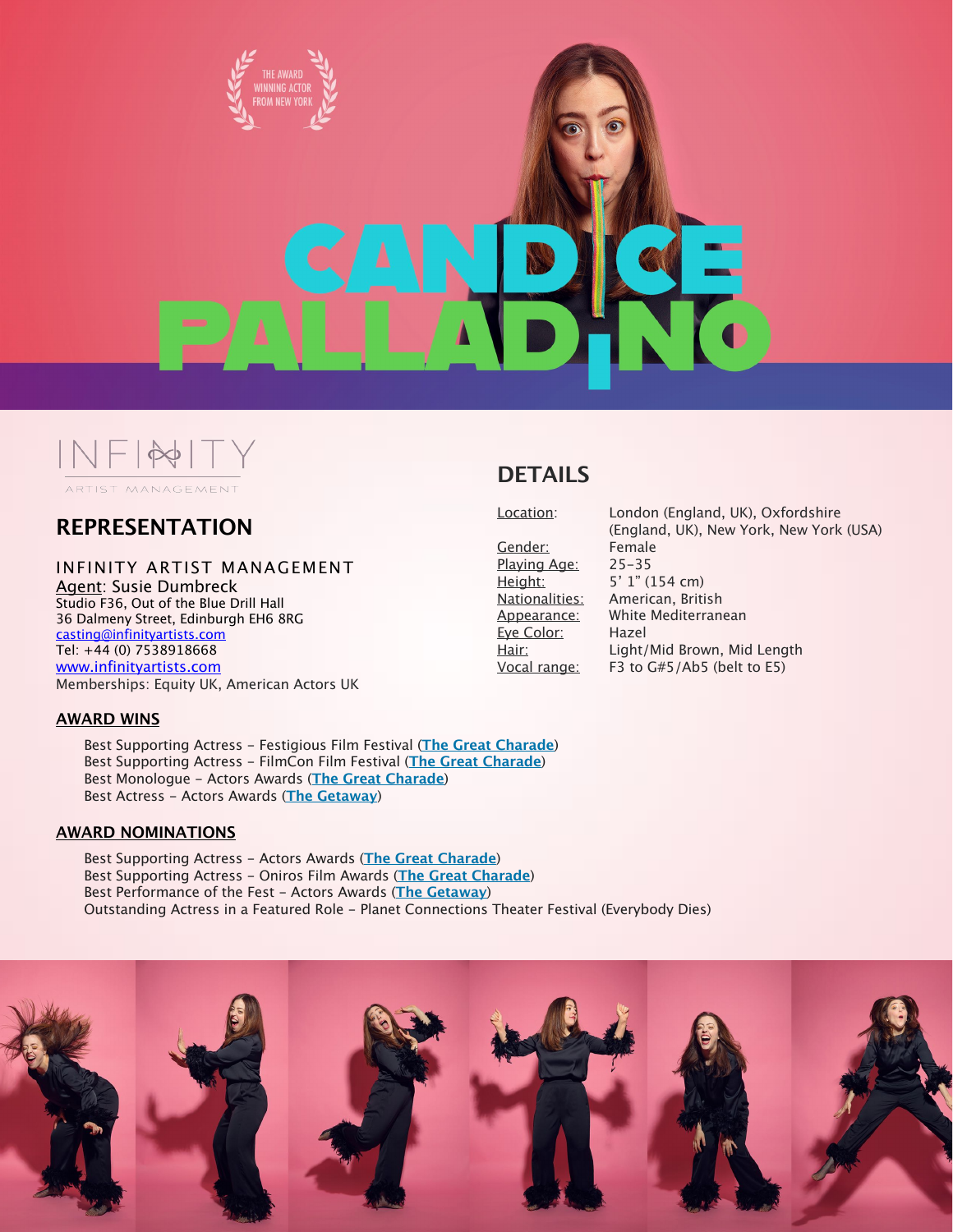THE AWARD WINNING ACTOR FROM NEW YORK

# CANDICE PALLADINO

INFINITY ARTIST MANAGEMENT

## REPRESENTATION

INFINITY ARTIST MANAGEMENT
Agent: Susie Dumbreck
Studio F36, Out of the Blue Drill Hall
36 Dalmeny Street, Edinburgh EH6 8RG
casting@infinityartists.com
Tel: +44 (0) 7538918668
www.infinityartists.com
Memberships: Equity UK, American Actors UK

## DETAILS

| | |
|---|---|
| Location: | London (England, UK), Oxfordshire (England, UK), New York, New York (USA) |
| Gender: | Female |
| Playing Age: | 25-35 |
| Height: | 5' 1" (154 cm) |
| Nationalities: | American, British |
| Appearance: | White Mediterranean |
| Eye Color: | Hazel |
| Hair: | Light/Mid Brown, Mid Length |
| Vocal range: | F3 to G#5/Ab5 (belt to E5) |

### AWARD WINS

Best Supporting Actress – Festigious Film Festival (**The Great Charade**)
Best Supporting Actress – FilmCon Film Festival (**The Great Charade**)
Best Monologue – Actors Awards (**The Great Charade**)
Best Actress – Actors Awards (**The Getaway**)

### AWARD NOMINATIONS

Best Supporting Actress – Actors Awards (**The Great Charade**)
Best Supporting Actress – Oniros Film Awards (**The Great Charade**)
Best Performance of the Fest – Actors Awards (**The Getaway**)
Outstanding Actress in a Featured Role – Planet Connections Theater Festival (Everybody Dies)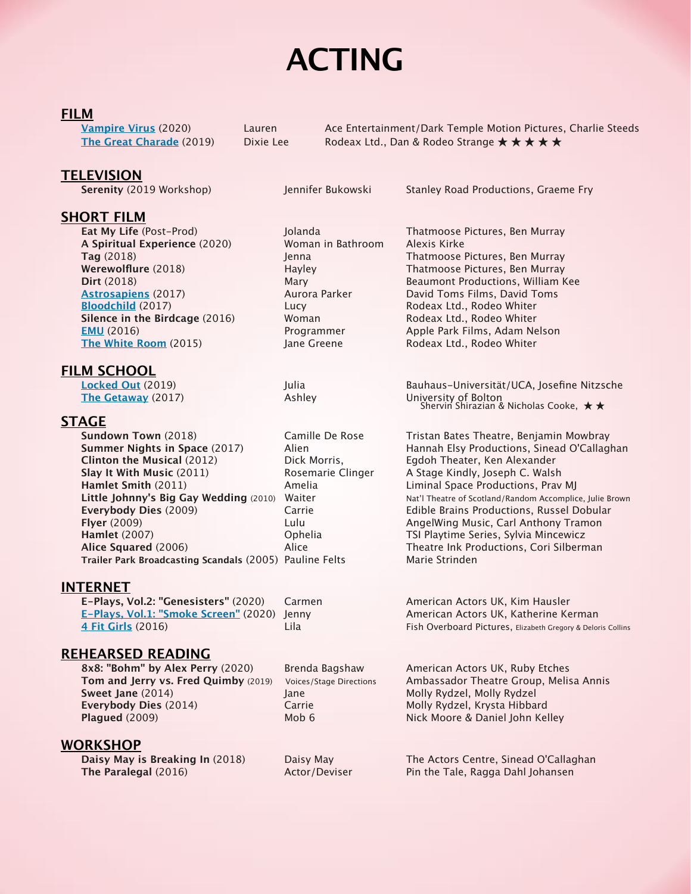# ACTING

## FILM

| | | |
|---|---|---|
| Vampire Virus (2020) | Lauren | Ace Entertainment/Dark Temple Motion Pictures, Charlie Steeds |
| The Great Charade (2019) | Dixie Lee | Rodeax Ltd., Dan & Rodeo Strange ★★★★★ |

## TELEVISION

| | | |
|---|---|---|
| **Serenity** (2019 Workshop) | Jennifer Bukowski | Stanley Road Productions, Graeme Fry |

## SHORT FILM

| | | |
|---|---|---|
| **Eat My Life** (Post-Prod) | Jolanda | Thatmoose Pictures, Ben Murray |
| **A Spiritual Experience** (2020) | Woman in Bathroom | Alexis Kirke |
| **Tag** (2018) | Jenna | Thatmoose Pictures, Ben Murray |
| **Werewolflure** (2018) | Hayley | Thatmoose Pictures, Ben Murray |
| **Dirt** (2018) | Mary | Beaumont Productions, William Kee |
| Astrosapiens (2017) | Aurora Parker | David Toms Films, David Toms |
| Bloodchild (2017) | Lucy | Rodeax Ltd., Rodeo Whiter |
| **Silence in the Birdcage** (2016) | Woman | Rodeax Ltd., Rodeo Whiter |
| EMU (2016) | Programmer | Apple Park Films, Adam Nelson |
| The White Room (2015) | Jane Greene | Rodeax Ltd., Rodeo Whiter |

## FILM SCHOOL

| | | |
|---|---|---|
| Locked Out (2019) | Julia | Bauhaus-Universität/UCA, Josefine Nitzsche |
| The Getaway (2017) | Ashley | University of Bolton, Shervin Shirazian & Nicholas Cooke, ★★ |

## STAGE

| | | |
|---|---|---|
| **Sundown Town** (2018) | Camille De Rose | Tristan Bates Theatre, Benjamin Mowbray |
| **Summer Nights in Space** (2017) | Alien | Hannah Elsy Productions, Sinead O'Callaghan |
| **Clinton the Musical** (2012) | Dick Morris, | Egdoh Theater, Ken Alexander |
| **Slay It With Music** (2011) | Rosemarie Clinger | A Stage Kindly, Joseph C. Walsh |
| **Hamlet Smith** (2011) | Amelia | Liminal Space Productions, Prav MJ |
| **Little Johnny's Big Gay Wedding** (2010) | Waiter | Nat'l Theatre of Scotland/Random Accomplice, Julie Brown |
| **Everybody Dies** (2009) | Carrie | Edible Brains Productions, Russel Dobular |
| **Flyer** (2009) | Lulu | AngelWing Music, Carl Anthony Tramon |
| **Hamlet** (2007) | Ophelia | TSI Playtime Series, Sylvia Mincewicz |
| **Alice Squared** (2006) | Alice | Theatre Ink Productions, Cori Silberman |
| **Trailer Park Broadcasting Scandals** (2005) | Pauline Felts | Marie Strinden |

## INTERNET

| | | |
|---|---|---|
| **E-Plays, Vol.2: "Genesisters"** (2020) | Carmen | American Actors UK, Kim Hausler |
| E-Plays, Vol.1: "Smoke Screen" (2020) | Jenny | American Actors UK, Katherine Kerman |
| 4 Fit Girls (2016) | Lila | Fish Overboard Pictures, Elizabeth Gregory & Deloris Collins |

## REHEARSED READING

| | | |
|---|---|---|
| **8x8: "Bohm" by Alex Perry** (2020) | Brenda Bagshaw | American Actors UK, Ruby Etches |
| **Tom and Jerry vs. Fred Quimby** (2019) | Voices/Stage Directions | Ambassador Theatre Group, Melisa Annis |
| **Sweet Jane** (2014) | Jane | Molly Rydzel, Molly Rydzel |
| **Everybody Dies** (2014) | Carrie | Molly Rydzel, Krysta Hibbard |
| **Plagued** (2009) | Mob 6 | Nick Moore & Daniel John Kelley |

## WORKSHOP

| | | |
|---|---|---|
| **Daisy May is Breaking In** (2018) | Daisy May | The Actors Centre, Sinead O'Callaghan |
| **The Paralegal** (2016) | Actor/Deviser | Pin the Tale, Ragga Dahl Johansen |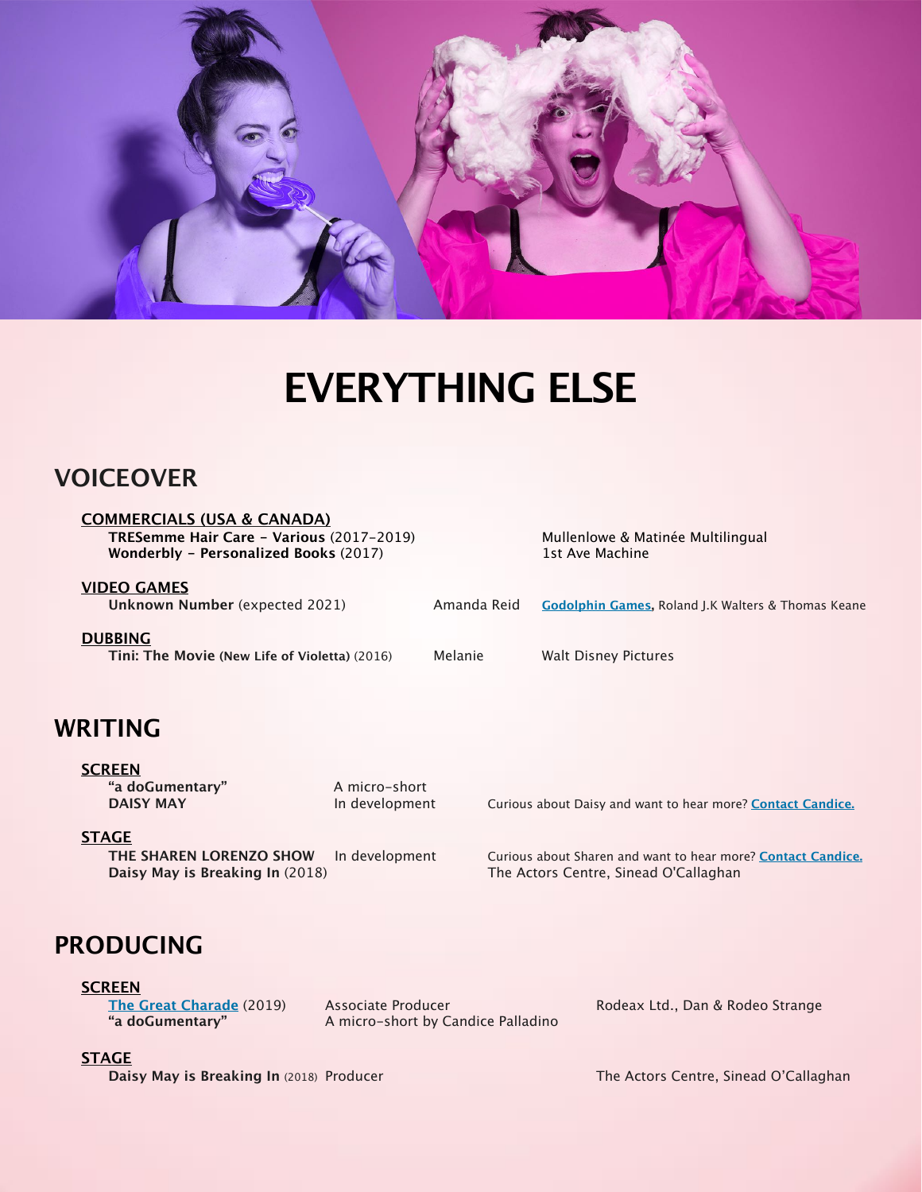# EVERYTHING ELSE

## VOICEOVER

### COMMERCIALS (USA & CANADA)

| | |
|---|---|
| **TRESemme Hair Care - Various** (2017-2019) | Mullenlowe & Matinée Multilingual |
| **Wonderbly - Personalized Books** (2017) | 1st Ave Machine |

### VIDEO GAMES

| | | |
|---|---|---|
| **Unknown Number** (expected 2021) | Amanda Reid | **Godolphin Games**, Roland J.K Walters & Thomas Keane |

### DUBBING

| | | |
|---|---|---|
| **Tini: The Movie (New Life of Violetta)** (2016) | Melanie | Walt Disney Pictures |

## WRITING

### SCREEN

| | | |
|---|---|---|
| **"a doGumentary"** | A micro-short | |
| **DAISY MAY** | In development | Curious about Daisy and want to hear more? **Contact Candice.** |

### STAGE

| | | |
|---|---|---|
| **THE SHAREN LORENZO SHOW** | In development | Curious about Sharen and want to hear more? **Contact Candice.** |
| **Daisy May is Breaking In** (2018) | | The Actors Centre, Sinead O'Callaghan |

## PRODUCING

### SCREEN

| | | |
|---|---|---|
| **The Great Charade** (2019) | Associate Producer | Rodeax Ltd., Dan & Rodeo Strange |
| **"a doGumentary"** | A micro-short by Candice Palladino | |

### STAGE

| | | |
|---|---|---|
| **Daisy May is Breaking In** (2018) | Producer | The Actors Centre, Sinead O'Callaghan |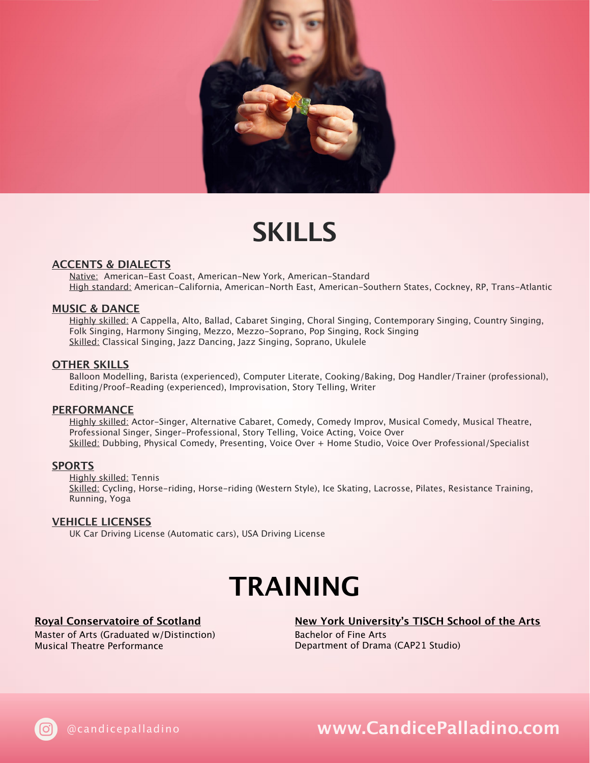# SKILLS

### ACCENTS & DIALECTS

Native: American-East Coast, American-New York, American-Standard
High standard: American-California, American-North East, American-Southern States, Cockney, RP, Trans-Atlantic

### MUSIC & DANCE

Highly skilled: A Cappella, Alto, Ballad, Cabaret Singing, Choral Singing, Contemporary Singing, Country Singing, Folk Singing, Harmony Singing, Mezzo, Mezzo-Soprano, Pop Singing, Rock Singing
Skilled: Classical Singing, Jazz Dancing, Jazz Singing, Soprano, Ukulele

### OTHER SKILLS

Balloon Modelling, Barista (experienced), Computer Literate, Cooking/Baking, Dog Handler/Trainer (professional), Editing/Proof-Reading (experienced), Improvisation, Story Telling, Writer

### PERFORMANCE

Highly skilled: Actor-Singer, Alternative Cabaret, Comedy, Comedy Improv, Musical Comedy, Musical Theatre, Professional Singer, Singer-Professional, Story Telling, Voice Acting, Voice Over
Skilled: Dubbing, Physical Comedy, Presenting, Voice Over + Home Studio, Voice Over Professional/Specialist

### SPORTS

Highly skilled: Tennis
Skilled: Cycling, Horse-riding, Horse-riding (Western Style), Ice Skating, Lacrosse, Pilates, Resistance Training, Running, Yoga

### VEHICLE LICENSES

UK Car Driving License (Automatic cars), USA Driving License

# TRAINING

### Royal Conservatoire of Scotland

Master of Arts (Graduated w/Distinction)
Musical Theatre Performance

### New York University's TISCH School of the Arts

Bachelor of Fine Arts
Department of Drama (CAP21 Studio)

@candicepalladino

**www.CandicePalladino.com**